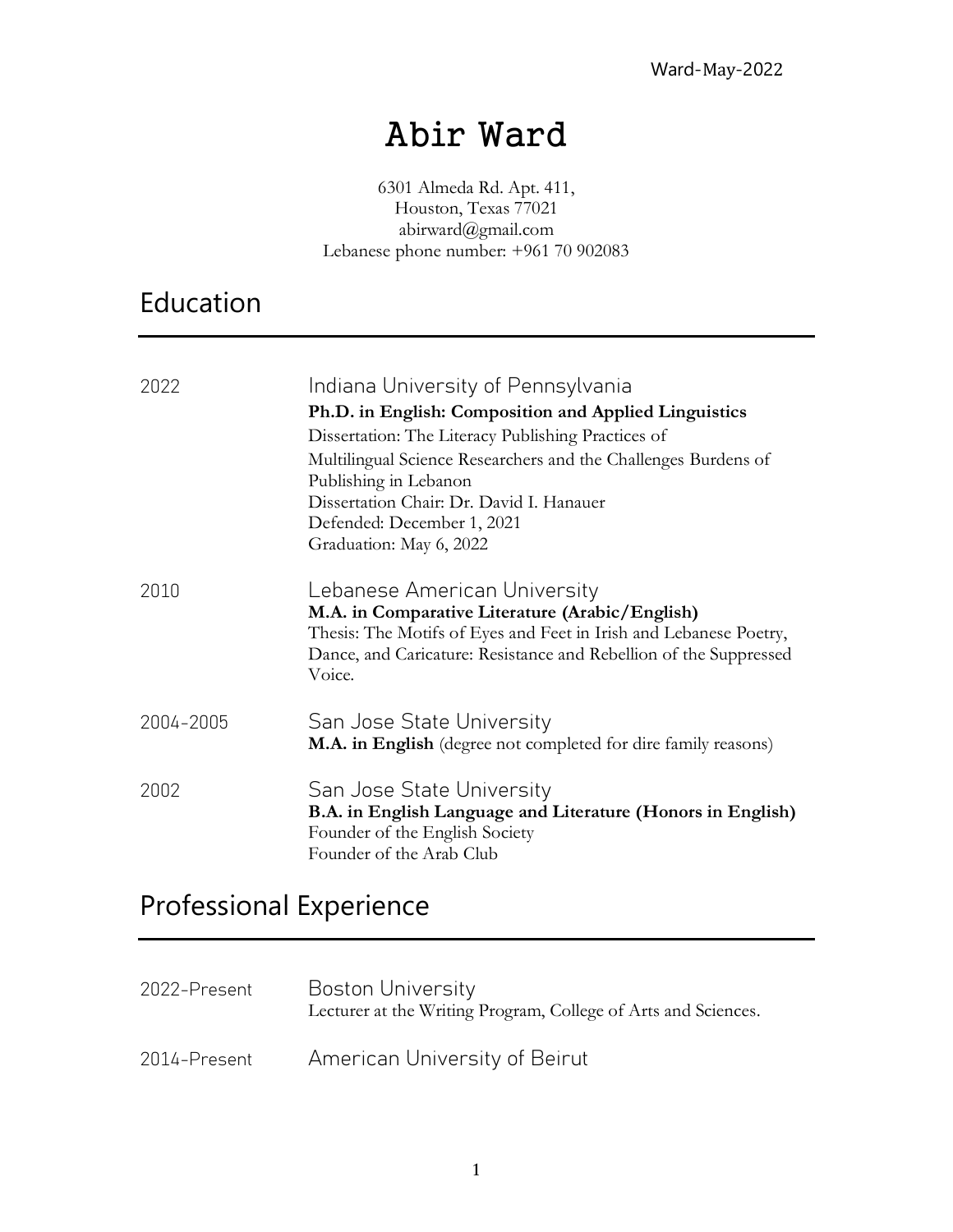# Abir Ward

6301 Almeda Rd. Apt. 411,
Houston, Texas 77021
abirward@gmail.com
Lebanese phone number: +961 70 902083

## Education

2022 — Indiana University of Pennsylvania
**Ph.D. in English: Composition and Applied Linguistics**
Dissertation: The Literacy Publishing Practices of Multilingual Science Researchers and the Challenges Burdens of Publishing in Lebanon
Dissertation Chair: Dr. David I. Hanauer
Defended: December 1, 2021
Graduation: May 6, 2022

2010 — Lebanese American University
**M.A. in Comparative Literature (Arabic/English)**
Thesis: The Motifs of Eyes and Feet in Irish and Lebanese Poetry, Dance, and Caricature: Resistance and Rebellion of the Suppressed Voice.

2004-2005 — San Jose State University
**M.A. in English** (degree not completed for dire family reasons)

2002 — San Jose State University
**B.A. in English Language and Literature (Honors in English)**
Founder of the English Society
Founder of the Arab Club

## Professional Experience

2022-Present — Boston University
Lecturer at the Writing Program, College of Arts and Sciences.

2014-Present — American University of Beirut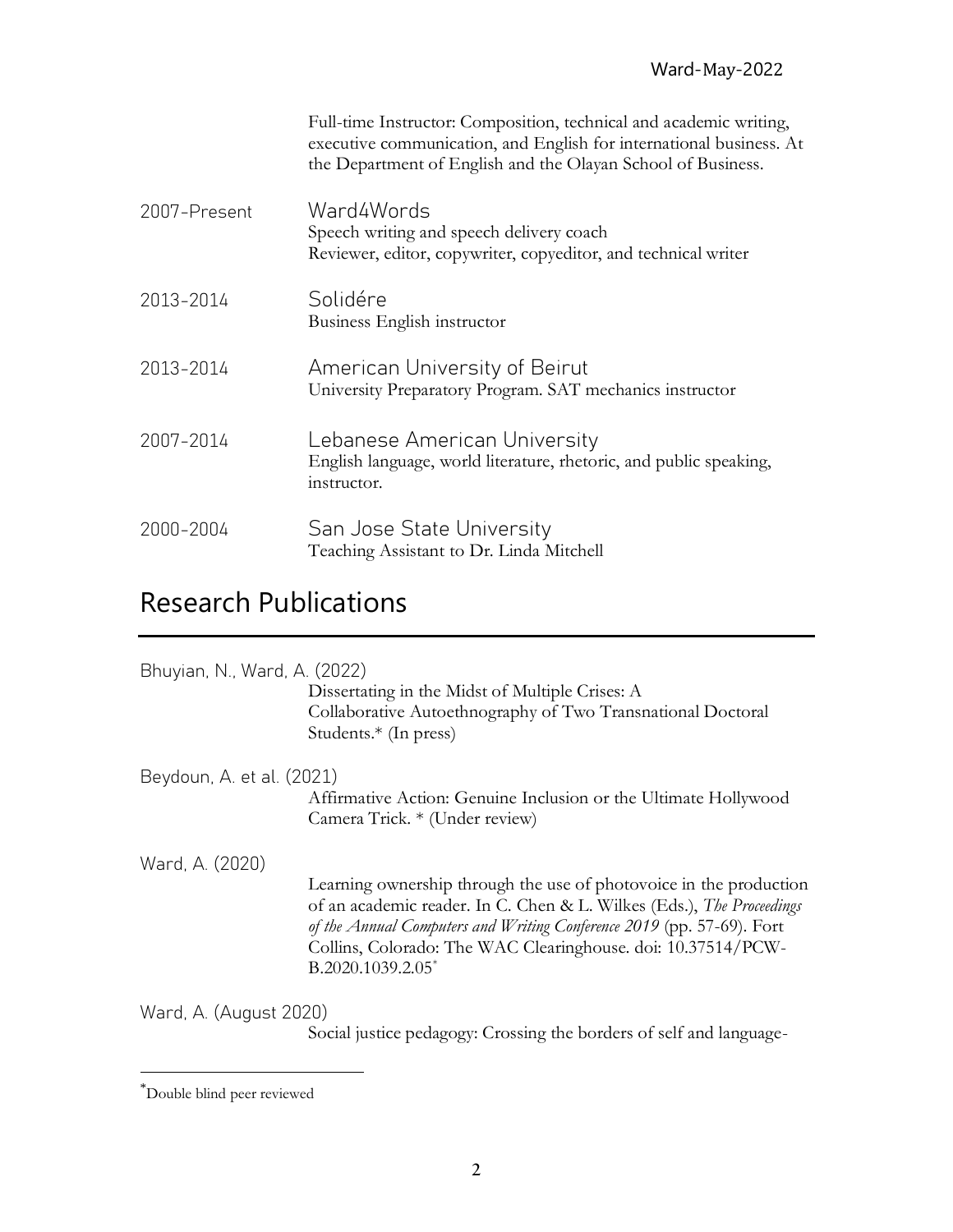Full-time Instructor: Composition, technical and academic writing, executive communication, and English for international business. At the Department of English and the Olayan School of Business.

2007-Present — Ward4Words
Speech writing and speech delivery coach
Reviewer, editor, copywriter, copyeditor, and technical writer

2013-2014 — Solidére
Business English instructor

2013-2014 — American University of Beirut
University Preparatory Program. SAT mechanics instructor

2007-2014 — Lebanese American University
English language, world literature, rhetoric, and public speaking, instructor.

2000-2004 — San Jose State University
Teaching Assistant to Dr. Linda Mitchell

## Research Publications

Bhuyian, N., Ward, A. (2022)
Dissertating in the Midst of Multiple Crises: A Collaborative Autoethnography of Two Transnational Doctoral Students.* (In press)

Beydoun, A. et al. (2021)
Affirmative Action: Genuine Inclusion or the Ultimate Hollywood Camera Trick. * (Under review)

Ward, A. (2020)
Learning ownership through the use of photovoice in the production of an academic reader. In C. Chen & L. Wilkes (Eds.), *The Proceedings of the Annual Computers and Writing Conference 2019* (pp. 57-69). Fort Collins, Colorado: The WAC Clearinghouse. doi: 10.37514/PCW-B.2020.1039.2.05*

Ward, A. (August 2020)
Social justice pedagogy: Crossing the borders of self and language-

---

*Double blind peer reviewed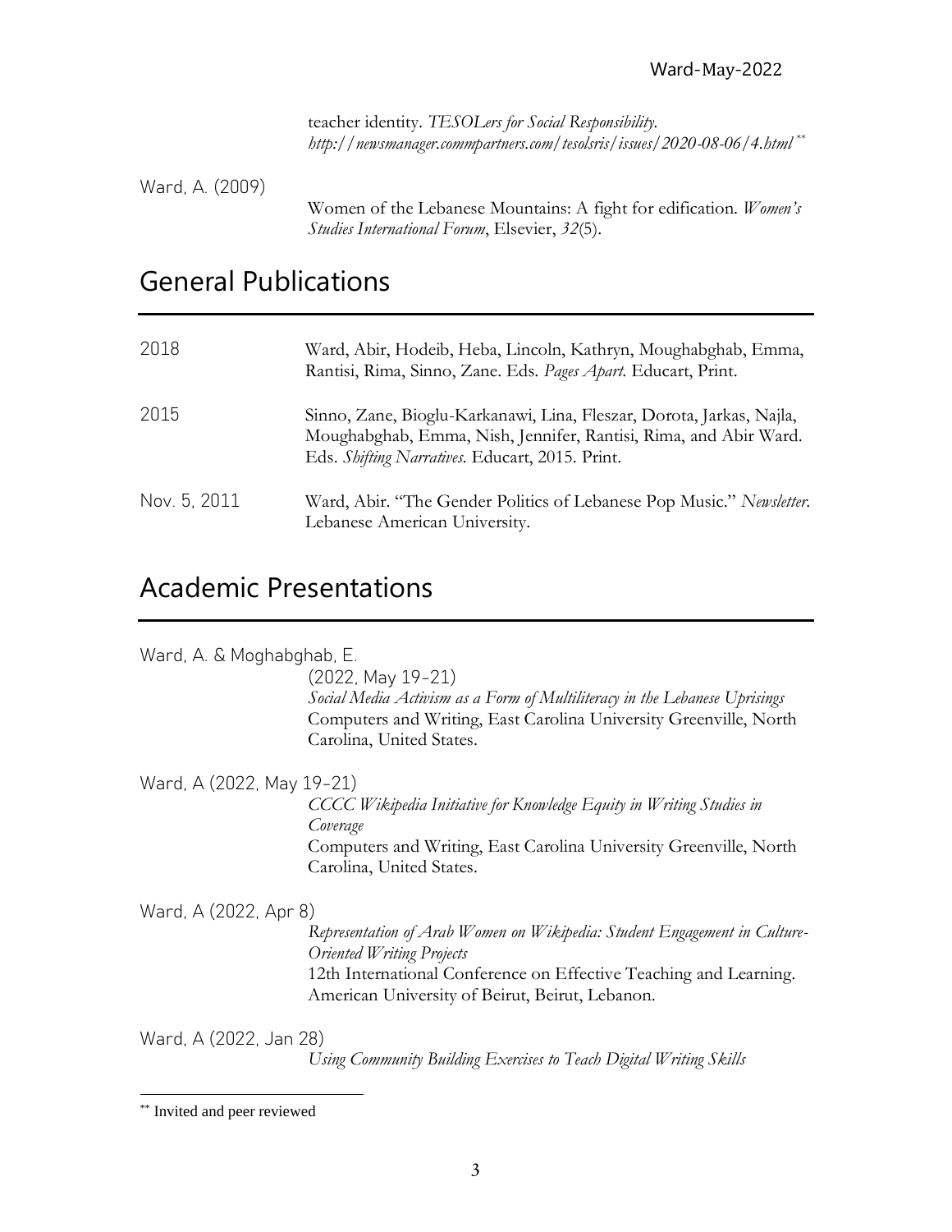teacher identity. *TESOLers for Social Responsibility. http://newsmanager.commpartners.com/tesolsris/issues/2020-08-06/4.html* [**]

Ward, A. (2009)

Women of the Lebanese Mountains: A fight for edification. *Women's Studies International Forum*, Elsevier, *32*(5).

## General Publications

2018 — Ward, Abir, Hodeib, Heba, Lincoln, Kathryn, Moughabghab, Emma, Rantisi, Rima, Sinno, Zane. Eds. *Pages Apart.* Educart, Print.

2015 — Sinno, Zane, Bioglu-Karkanawi, Lina, Fleszar, Dorota, Jarkas, Najla, Moughabghab, Emma, Nish, Jennifer, Rantisi, Rima, and Abir Ward. Eds. *Shifting Narratives.* Educart, 2015. Print.

Nov. 5, 2011 — Ward, Abir. "The Gender Politics of Lebanese Pop Music." *Newsletter.* Lebanese American University.

## Academic Presentations

Ward, A. & Moghabghab, E.

(2022, May 19-21)
*Social Media Activism as a Form of Multiliteracy in the Lebanese Uprisings*
Computers and Writing, East Carolina University Greenville, North Carolina, United States.

Ward, A (2022, May 19-21)

*CCCC Wikipedia Initiative for Knowledge Equity in Writing Studies in Coverage*
Computers and Writing, East Carolina University Greenville, North Carolina, United States.

Ward, A (2022, Apr 8)

*Representation of Arab Women on Wikipedia: Student Engagement in Culture-Oriented Writing Projects*
12th International Conference on Effective Teaching and Learning. American University of Beirut, Beirut, Lebanon.

Ward, A (2022, Jan 28)

*Using Community Building Exercises to Teach Digital Writing Skills*

[**] Invited and peer reviewed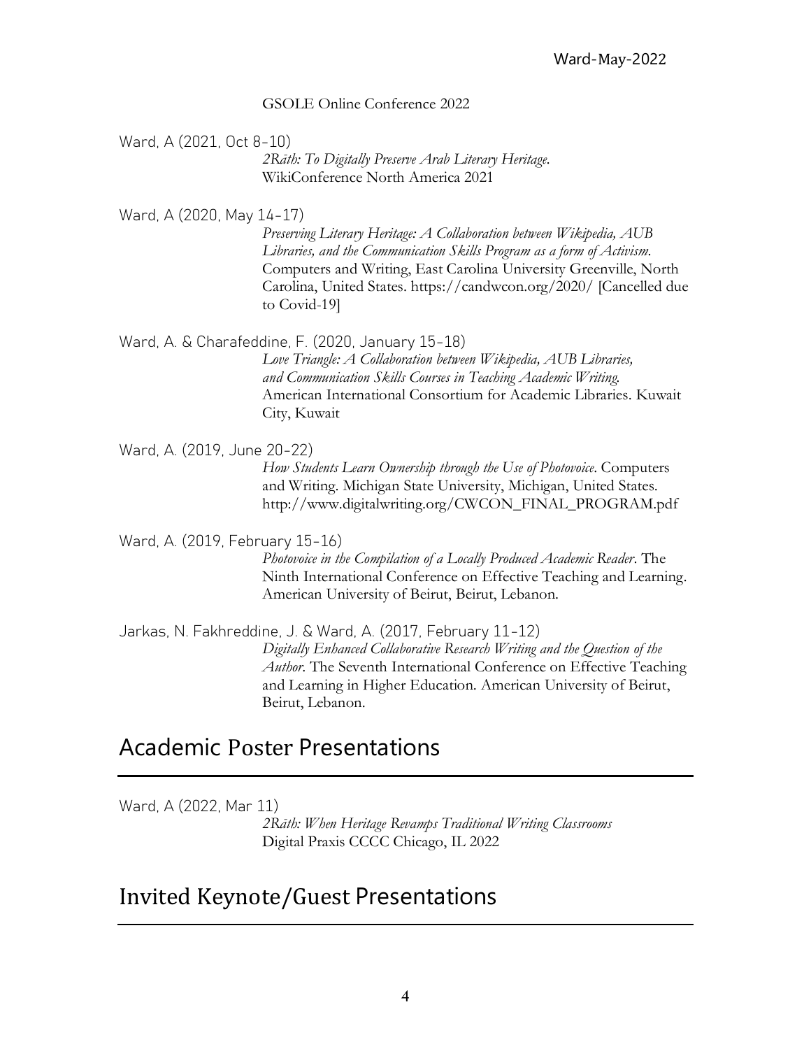GSOLE Online Conference 2022

Ward, A (2021, Oct 8-10)
*2Rāth: To Digitally Preserve Arab Literary Heritage.* WikiConference North America 2021

Ward, A (2020, May 14-17)
*Preserving Literary Heritage: A Collaboration between Wikipedia, AUB Libraries, and the Communication Skills Program as a form of Activism.* Computers and Writing, East Carolina University Greenville, North Carolina, United States. https://candwcon.org/2020/ [Cancelled due to Covid-19]

Ward, A. & Charafeddine, F. (2020, January 15-18)
*Love Triangle: A Collaboration between Wikipedia, AUB Libraries, and Communication Skills Courses in Teaching Academic Writing.* American International Consortium for Academic Libraries. Kuwait City, Kuwait

Ward, A. (2019, June 20-22)
*How Students Learn Ownership through the Use of Photovoice*. Computers and Writing. Michigan State University, Michigan, United States. http://www.digitalwriting.org/CWCON_FINAL_PROGRAM.pdf

Ward, A. (2019, February 15-16)
*Photovoice in the Compilation of a Locally Produced Academic Reader*. The Ninth International Conference on Effective Teaching and Learning. American University of Beirut, Beirut, Lebanon.

Jarkas, N. Fakhreddine, J. & Ward, A. (2017, February 11-12)
*Digitally Enhanced Collaborative Research Writing and the Question of the Author*. The Seventh International Conference on Effective Teaching and Learning in Higher Education. American University of Beirut, Beirut, Lebanon.

## Academic Poster Presentations

Ward, A (2022, Mar 11)
*2Rāth: When Heritage Revamps Traditional Writing Classrooms* Digital Praxis CCCC Chicago, IL 2022

## Invited Keynote/Guest Presentations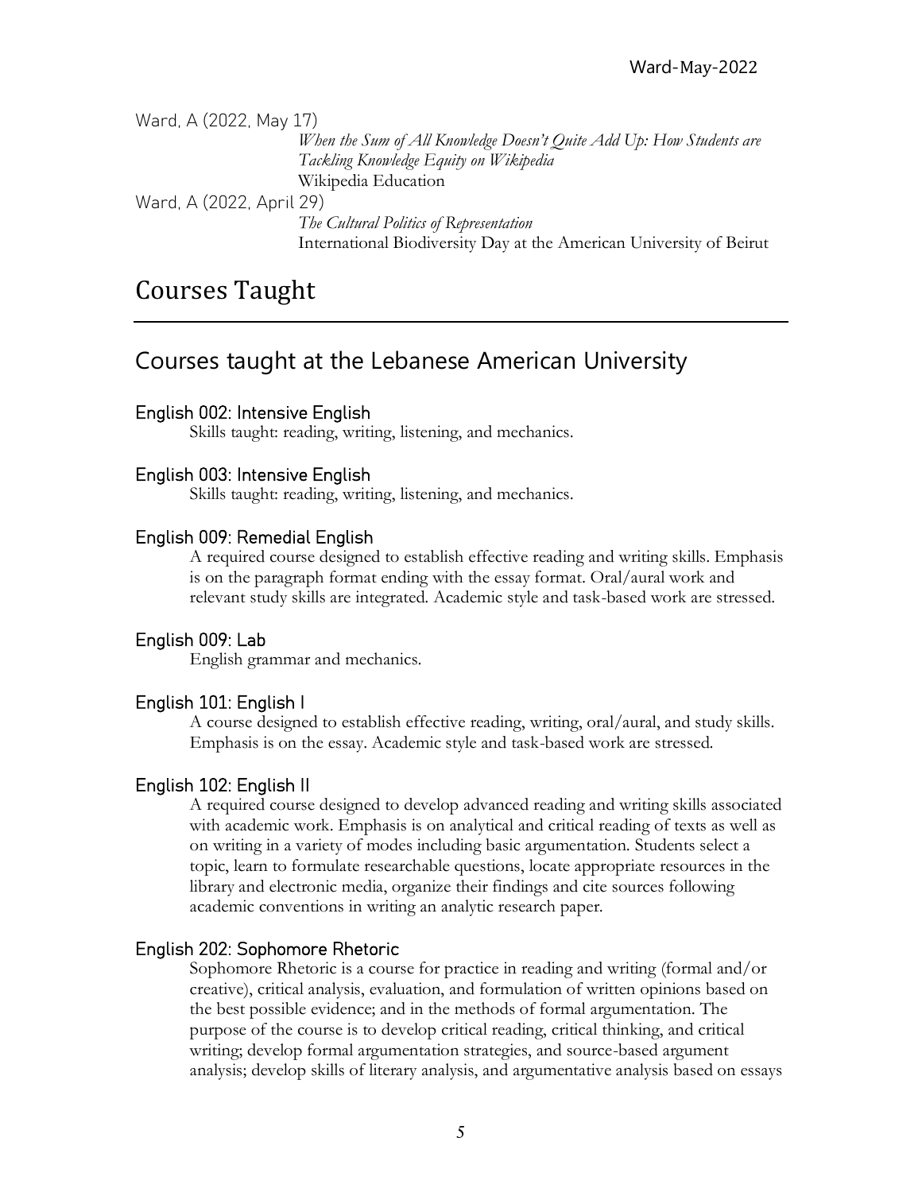Ward, A (2022, May 17)

*When the Sum of All Knowledge Doesn't Quite Add Up: How Students are Tackling Knowledge Equity on Wikipedia*
Wikipedia Education

Ward, A (2022, April 29)

*The Cultural Politics of Representation*
International Biodiversity Day at the American University of Beirut

# Courses Taught

## Courses taught at the Lebanese American University

### English 002: Intensive English

Skills taught: reading, writing, listening, and mechanics.

### English 003: Intensive English

Skills taught: reading, writing, listening, and mechanics.

### English 009: Remedial English

A required course designed to establish effective reading and writing skills. Emphasis is on the paragraph format ending with the essay format. Oral/aural work and relevant study skills are integrated. Academic style and task-based work are stressed.

### English 009: Lab

English grammar and mechanics.

### English 101: English I

A course designed to establish effective reading, writing, oral/aural, and study skills. Emphasis is on the essay. Academic style and task-based work are stressed.

### English 102: English II

A required course designed to develop advanced reading and writing skills associated with academic work. Emphasis is on analytical and critical reading of texts as well as on writing in a variety of modes including basic argumentation. Students select a topic, learn to formulate researchable questions, locate appropriate resources in the library and electronic media, organize their findings and cite sources following academic conventions in writing an analytic research paper.

### English 202: Sophomore Rhetoric

Sophomore Rhetoric is a course for practice in reading and writing (formal and/or creative), critical analysis, evaluation, and formulation of written opinions based on the best possible evidence; and in the methods of formal argumentation. The purpose of the course is to develop critical reading, critical thinking, and critical writing; develop formal argumentation strategies, and source-based argument analysis; develop skills of literary analysis, and argumentative analysis based on essays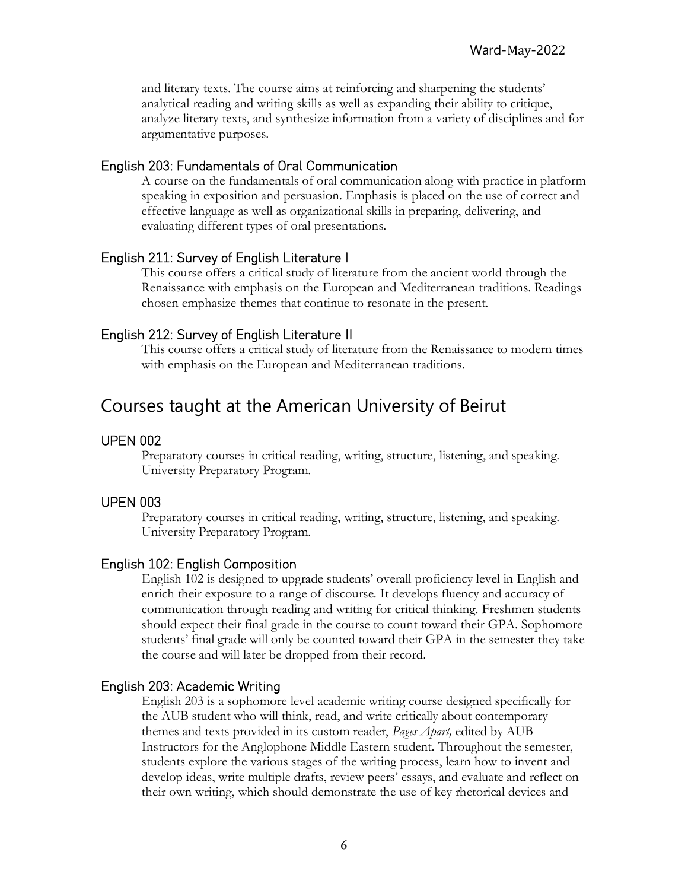and literary texts. The course aims at reinforcing and sharpening the students' analytical reading and writing skills as well as expanding their ability to critique, analyze literary texts, and synthesize information from a variety of disciplines and for argumentative purposes.

### English 203: Fundamentals of Oral Communication

A course on the fundamentals of oral communication along with practice in platform speaking in exposition and persuasion. Emphasis is placed on the use of correct and effective language as well as organizational skills in preparing, delivering, and evaluating different types of oral presentations.

### English 211: Survey of English Literature I

This course offers a critical study of literature from the ancient world through the Renaissance with emphasis on the European and Mediterranean traditions. Readings chosen emphasize themes that continue to resonate in the present.

### English 212: Survey of English Literature II

This course offers a critical study of literature from the Renaissance to modern times with emphasis on the European and Mediterranean traditions.

## Courses taught at the American University of Beirut

### UPEN 002

Preparatory courses in critical reading, writing, structure, listening, and speaking. University Preparatory Program.

### UPEN 003

Preparatory courses in critical reading, writing, structure, listening, and speaking. University Preparatory Program.

### English 102: English Composition

English 102 is designed to upgrade students' overall proficiency level in English and enrich their exposure to a range of discourse. It develops fluency and accuracy of communication through reading and writing for critical thinking. Freshmen students should expect their final grade in the course to count toward their GPA. Sophomore students' final grade will only be counted toward their GPA in the semester they take the course and will later be dropped from their record.

### English 203: Academic Writing

English 203 is a sophomore level academic writing course designed specifically for the AUB student who will think, read, and write critically about contemporary themes and texts provided in its custom reader, *Pages Apart,* edited by AUB Instructors for the Anglophone Middle Eastern student. Throughout the semester, students explore the various stages of the writing process, learn how to invent and develop ideas, write multiple drafts, review peers' essays, and evaluate and reflect on their own writing, which should demonstrate the use of key rhetorical devices and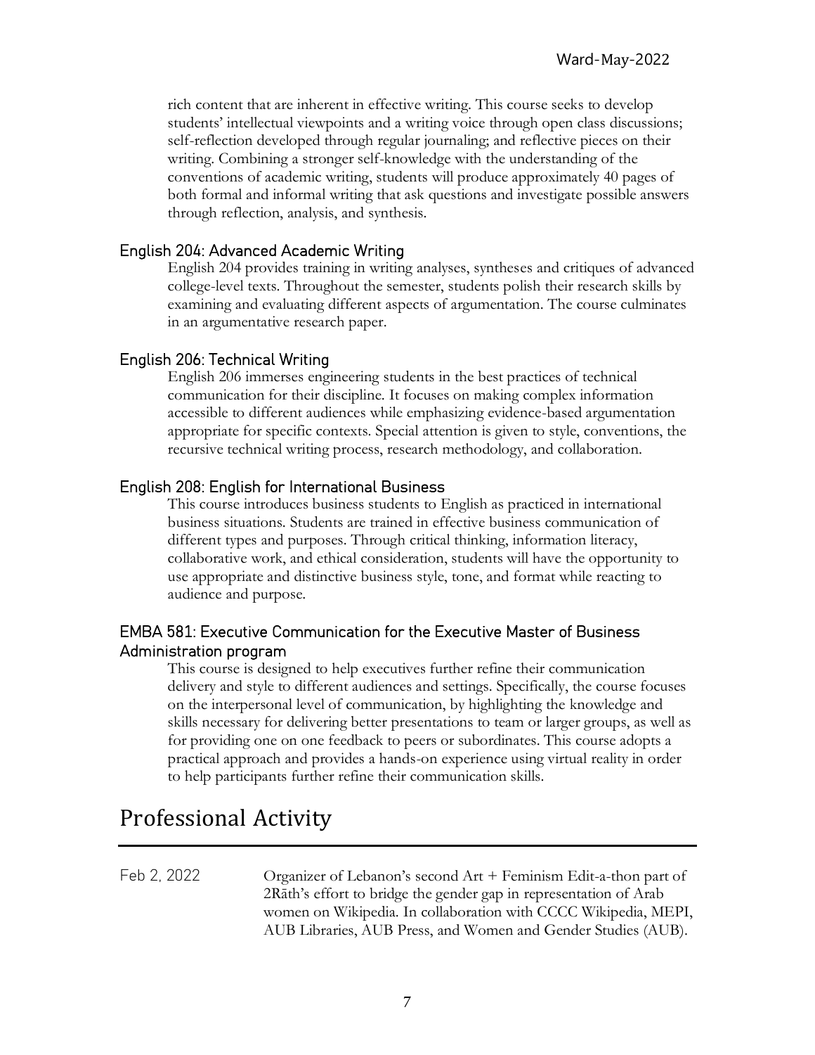rich content that are inherent in effective writing. This course seeks to develop students' intellectual viewpoints and a writing voice through open class discussions; self-reflection developed through regular journaling; and reflective pieces on their writing. Combining a stronger self-knowledge with the understanding of the conventions of academic writing, students will produce approximately 40 pages of both formal and informal writing that ask questions and investigate possible answers through reflection, analysis, and synthesis.

### English 204: Advanced Academic Writing

English 204 provides training in writing analyses, syntheses and critiques of advanced college-level texts. Throughout the semester, students polish their research skills by examining and evaluating different aspects of argumentation. The course culminates in an argumentative research paper.

### English 206: Technical Writing

English 206 immerses engineering students in the best practices of technical communication for their discipline. It focuses on making complex information accessible to different audiences while emphasizing evidence-based argumentation appropriate for specific contexts. Special attention is given to style, conventions, the recursive technical writing process, research methodology, and collaboration.

### English 208: English for International Business

This course introduces business students to English as practiced in international business situations. Students are trained in effective business communication of different types and purposes. Through critical thinking, information literacy, collaborative work, and ethical consideration, students will have the opportunity to use appropriate and distinctive business style, tone, and format while reacting to audience and purpose.

### EMBA 581: Executive Communication for the Executive Master of Business Administration program

This course is designed to help executives further refine their communication delivery and style to different audiences and settings. Specifically, the course focuses on the interpersonal level of communication, by highlighting the knowledge and skills necessary for delivering better presentations to team or larger groups, as well as for providing one on one feedback to peers or subordinates. This course adopts a practical approach and provides a hands-on experience using virtual reality in order to help participants further refine their communication skills.

## Professional Activity

Feb 2, 2022 — Organizer of Lebanon's second Art + Feminism Edit-a-thon part of 2Rāth's effort to bridge the gender gap in representation of Arab women on Wikipedia. In collaboration with CCCC Wikipedia, MEPI, AUB Libraries, AUB Press, and Women and Gender Studies (AUB).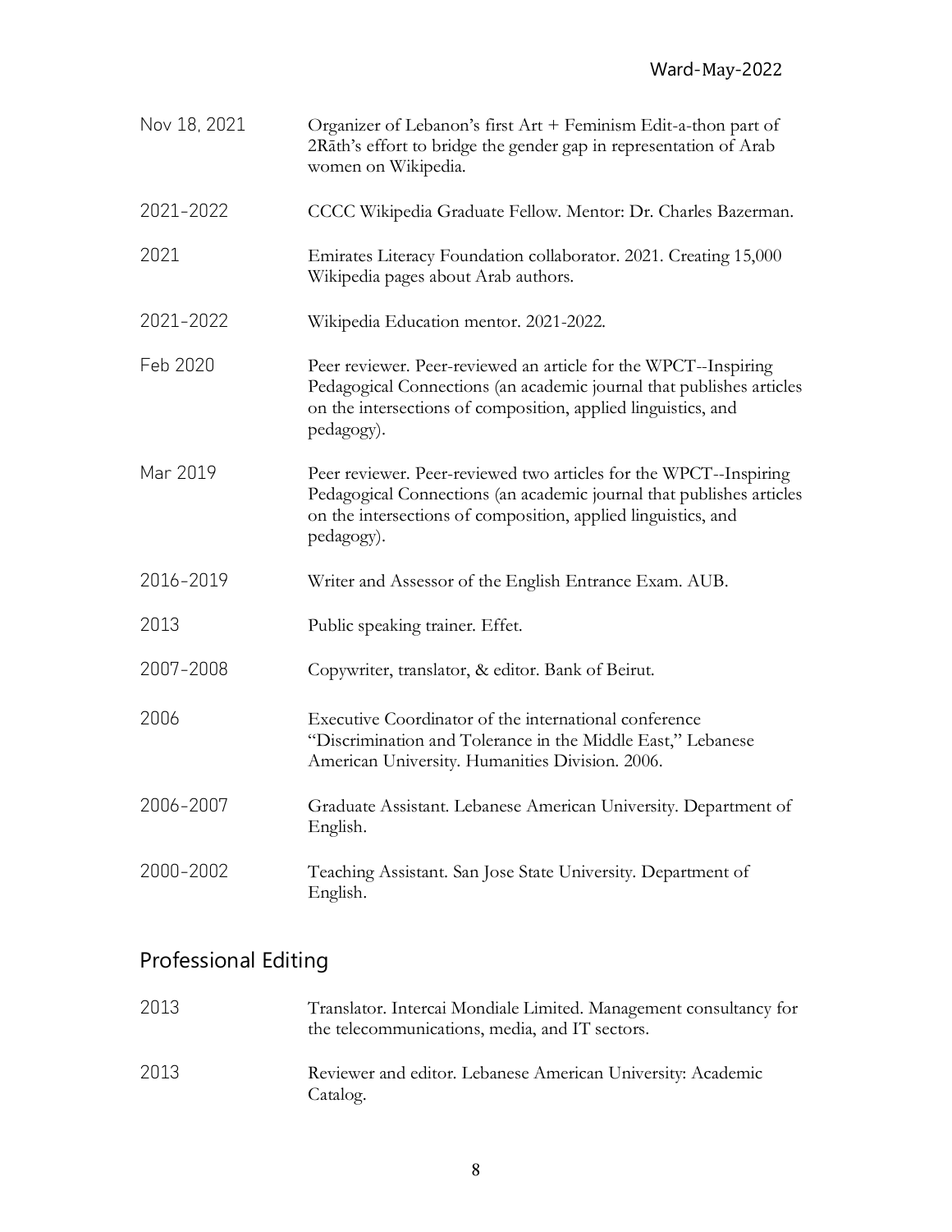| | |
|---|---|
| Nov 18, 2021 | Organizer of Lebanon's first Art + Feminism Edit-a-thon part of 2Rāth's effort to bridge the gender gap in representation of Arab women on Wikipedia. |
| 2021–2022 | CCCC Wikipedia Graduate Fellow. Mentor: Dr. Charles Bazerman. |
| 2021 | Emirates Literacy Foundation collaborator. 2021. Creating 15,000 Wikipedia pages about Arab authors. |
| 2021–2022 | Wikipedia Education mentor. 2021-2022. |
| Feb 2020 | Peer reviewer. Peer-reviewed an article for the WPCT--Inspiring Pedagogical Connections (an academic journal that publishes articles on the intersections of composition, applied linguistics, and pedagogy). |
| Mar 2019 | Peer reviewer. Peer-reviewed two articles for the WPCT--Inspiring Pedagogical Connections (an academic journal that publishes articles on the intersections of composition, applied linguistics, and pedagogy). |
| 2016–2019 | Writer and Assessor of the English Entrance Exam. AUB. |
| 2013 | Public speaking trainer. Effet. |
| 2007–2008 | Copywriter, translator, & editor. Bank of Beirut. |
| 2006 | Executive Coordinator of the international conference "Discrimination and Tolerance in the Middle East," Lebanese American University. Humanities Division. 2006. |
| 2006–2007 | Graduate Assistant. Lebanese American University. Department of English. |
| 2000–2002 | Teaching Assistant. San Jose State University. Department of English. |

## Professional Editing

| | |
|---|---|
| 2013 | Translator. Intercai Mondiale Limited. Management consultancy for the telecommunications, media, and IT sectors. |
| 2013 | Reviewer and editor. Lebanese American University: Academic Catalog. |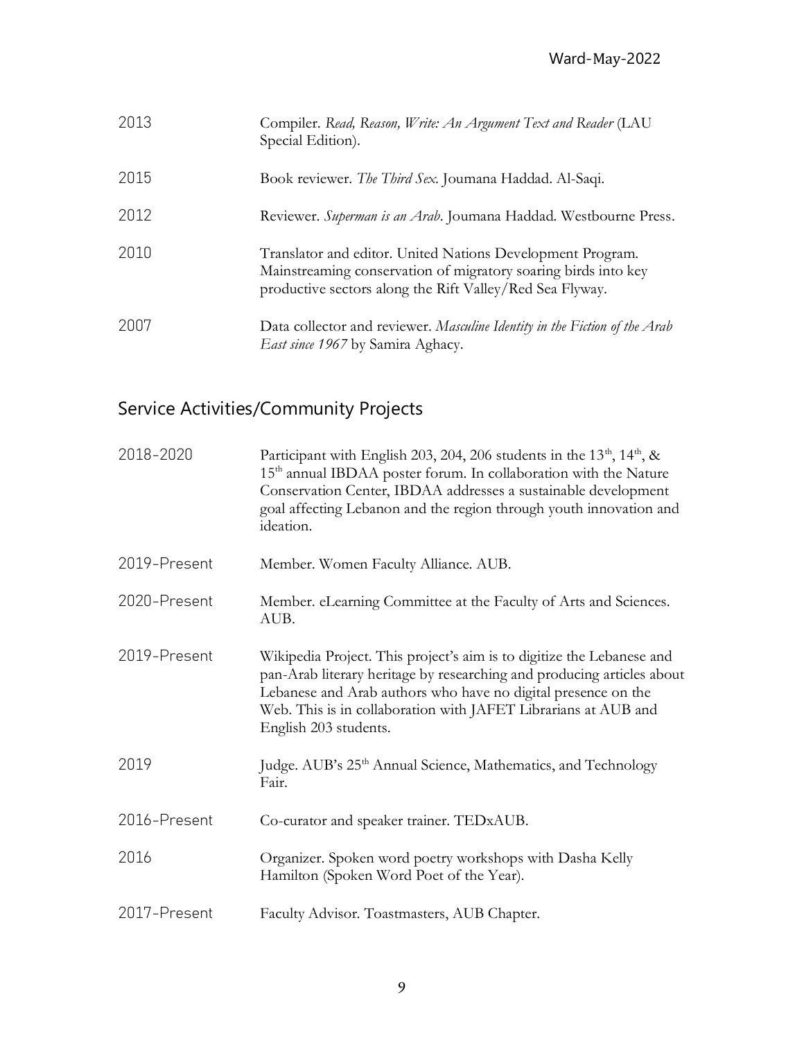2013 — Compiler. *Read, Reason, Write: An Argument Text and Reader* (LAU Special Edition).

2015 — Book reviewer. *The Third Sex*. Joumana Haddad. Al-Saqi.

2012 — Reviewer. *Superman is an Arab*. Joumana Haddad. Westbourne Press.

2010 — Translator and editor. United Nations Development Program. Mainstreaming conservation of migratory soaring birds into key productive sectors along the Rift Valley/Red Sea Flyway.

2007 — Data collector and reviewer. *Masculine Identity in the Fiction of the Arab East since 1967* by Samira Aghacy.

## Service Activities/Community Projects

2018-2020 — Participant with English 203, 204, 206 students in the 13th, 14th, & 15th annual IBDAA poster forum. In collaboration with the Nature Conservation Center, IBDAA addresses a sustainable development goal affecting Lebanon and the region through youth innovation and ideation.

2019-Present — Member. Women Faculty Alliance. AUB.

2020-Present — Member. eLearning Committee at the Faculty of Arts and Sciences. AUB.

2019-Present — Wikipedia Project. This project's aim is to digitize the Lebanese and pan-Arab literary heritage by researching and producing articles about Lebanese and Arab authors who have no digital presence on the Web. This is in collaboration with JAFET Librarians at AUB and English 203 students.

2019 — Judge. AUB's 25th Annual Science, Mathematics, and Technology Fair.

2016-Present — Co-curator and speaker trainer. TEDxAUB.

2016 — Organizer. Spoken word poetry workshops with Dasha Kelly Hamilton (Spoken Word Poet of the Year).

2017-Present — Faculty Advisor. Toastmasters, AUB Chapter.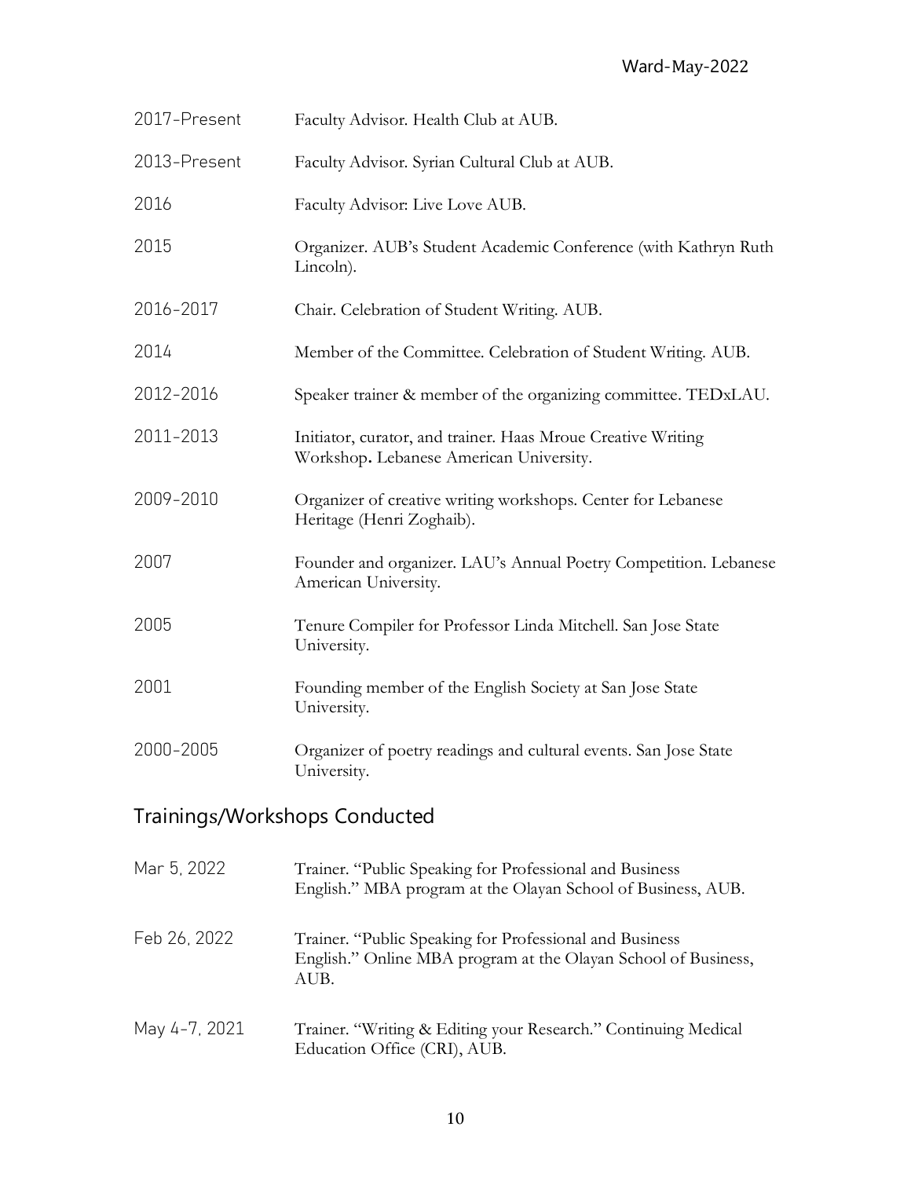2017-Present Faculty Advisor. Health Club at AUB.

2013-Present Faculty Advisor. Syrian Cultural Club at AUB.

2016 Faculty Advisor: Live Love AUB.

2015 Organizer. AUB's Student Academic Conference (with Kathryn Ruth Lincoln).

2016-2017 Chair. Celebration of Student Writing. AUB.

2014 Member of the Committee. Celebration of Student Writing. AUB.

2012-2016 Speaker trainer & member of the organizing committee. TEDxLAU.

2011-2013 Initiator, curator, and trainer. Haas Mroue Creative Writing Workshop**.** Lebanese American University.

2009-2010 Organizer of creative writing workshops. Center for Lebanese Heritage (Henri Zoghaib).

2007 Founder and organizer. LAU's Annual Poetry Competition. Lebanese American University.

2005 Tenure Compiler for Professor Linda Mitchell. San Jose State University.

2001 Founding member of the English Society at San Jose State University.

2000-2005 Organizer of poetry readings and cultural events. San Jose State University.

## Trainings/Workshops Conducted

Mar 5, 2022 Trainer. "Public Speaking for Professional and Business English." MBA program at the Olayan School of Business, AUB.

Feb 26, 2022 Trainer. "Public Speaking for Professional and Business English." Online MBA program at the Olayan School of Business, AUB.

May 4-7, 2021 Trainer. "Writing & Editing your Research." Continuing Medical Education Office (CRI), AUB.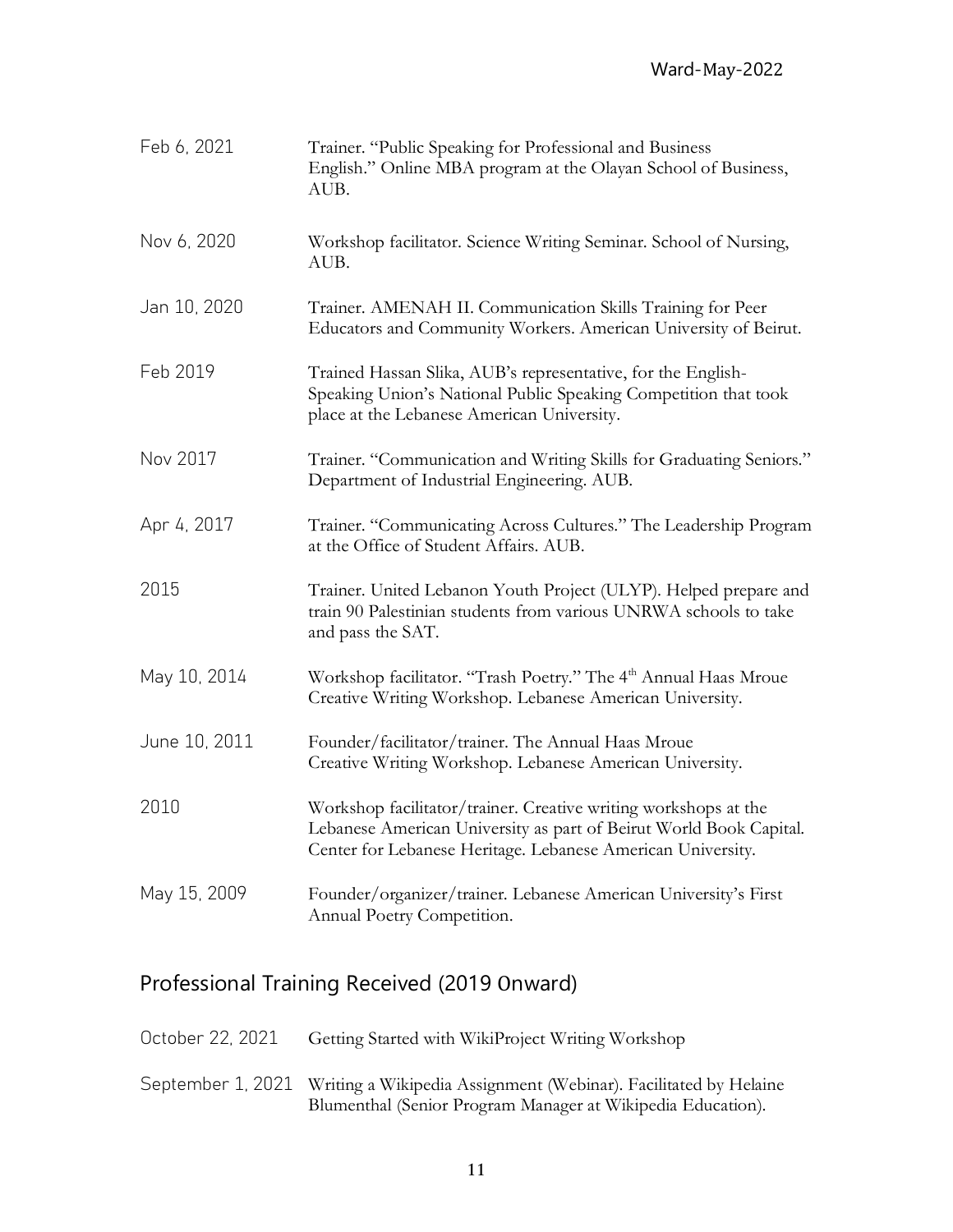| | |
|---|---|
| Feb 6, 2021 | Trainer. "Public Speaking for Professional and Business English." Online MBA program at the Olayan School of Business, AUB. |
| Nov 6, 2020 | Workshop facilitator. Science Writing Seminar. School of Nursing, AUB. |
| Jan 10, 2020 | Trainer. AMENAH II. Communication Skills Training for Peer Educators and Community Workers. American University of Beirut. |
| Feb 2019 | Trained Hassan Slika, AUB's representative, for the English-Speaking Union's National Public Speaking Competition that took place at the Lebanese American University. |
| Nov 2017 | Trainer. "Communication and Writing Skills for Graduating Seniors." Department of Industrial Engineering. AUB. |
| Apr 4, 2017 | Trainer. "Communicating Across Cultures." The Leadership Program at the Office of Student Affairs. AUB. |
| 2015 | Trainer. United Lebanon Youth Project (ULYP). Helped prepare and train 90 Palestinian students from various UNRWA schools to take and pass the SAT. |
| May 10, 2014 | Workshop facilitator. "Trash Poetry." The 4th Annual Haas Mroue Creative Writing Workshop. Lebanese American University. |
| June 10, 2011 | Founder/facilitator/trainer. The Annual Haas Mroue Creative Writing Workshop. Lebanese American University. |
| 2010 | Workshop facilitator/trainer. Creative writing workshops at the Lebanese American University as part of Beirut World Book Capital. Center for Lebanese Heritage. Lebanese American University. |
| May 15, 2009 | Founder/organizer/trainer. Lebanese American University's First Annual Poetry Competition. |

## Professional Training Received (2019 0nward)

| | |
|---|---|
| October 22, 2021 | Getting Started with WikiProject Writing Workshop |
| September 1, 2021 | Writing a Wikipedia Assignment (Webinar). Facilitated by Helaine Blumenthal (Senior Program Manager at Wikipedia Education). |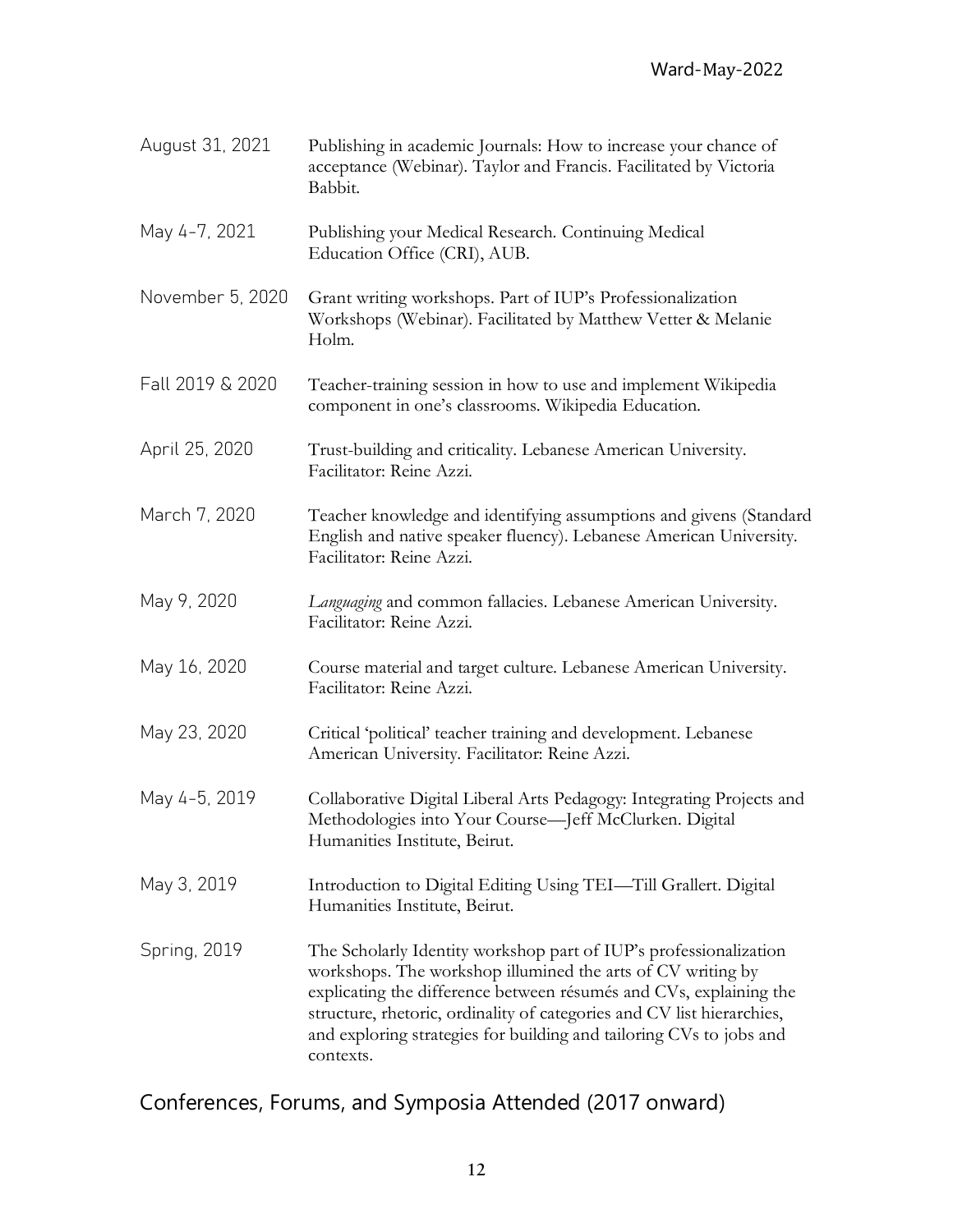| | |
|---|---|
| August 31, 2021 | Publishing in academic Journals: How to increase your chance of acceptance (Webinar). Taylor and Francis. Facilitated by Victoria Babbit. |
| May 4-7, 2021 | Publishing your Medical Research. Continuing Medical Education Office (CRI), AUB. |
| November 5, 2020 | Grant writing workshops. Part of IUP's Professionalization Workshops (Webinar). Facilitated by Matthew Vetter & Melanie Holm. |
| Fall 2019 & 2020 | Teacher-training session in how to use and implement Wikipedia component in one's classrooms. Wikipedia Education. |
| April 25, 2020 | Trust-building and criticality. Lebanese American University. Facilitator: Reine Azzi. |
| March 7, 2020 | Teacher knowledge and identifying assumptions and givens (Standard English and native speaker fluency). Lebanese American University. Facilitator: Reine Azzi. |
| May 9, 2020 | *Languaging* and common fallacies. Lebanese American University. Facilitator: Reine Azzi. |
| May 16, 2020 | Course material and target culture. Lebanese American University. Facilitator: Reine Azzi. |
| May 23, 2020 | Critical 'political' teacher training and development. Lebanese American University. Facilitator: Reine Azzi. |
| May 4-5, 2019 | Collaborative Digital Liberal Arts Pedagogy: Integrating Projects and Methodologies into Your Course—Jeff McClurken. Digital Humanities Institute, Beirut. |
| May 3, 2019 | Introduction to Digital Editing Using TEI—Till Grallert. Digital Humanities Institute, Beirut. |
| Spring, 2019 | The Scholarly Identity workshop part of IUP's professionalization workshops. The workshop illumined the arts of CV writing by explicating the difference between résumés and CVs, explaining the structure, rhetoric, ordinality of categories and CV list hierarchies, and exploring strategies for building and tailoring CVs to jobs and contexts. |

## Conferences, Forums, and Symposia Attended (2017 onward)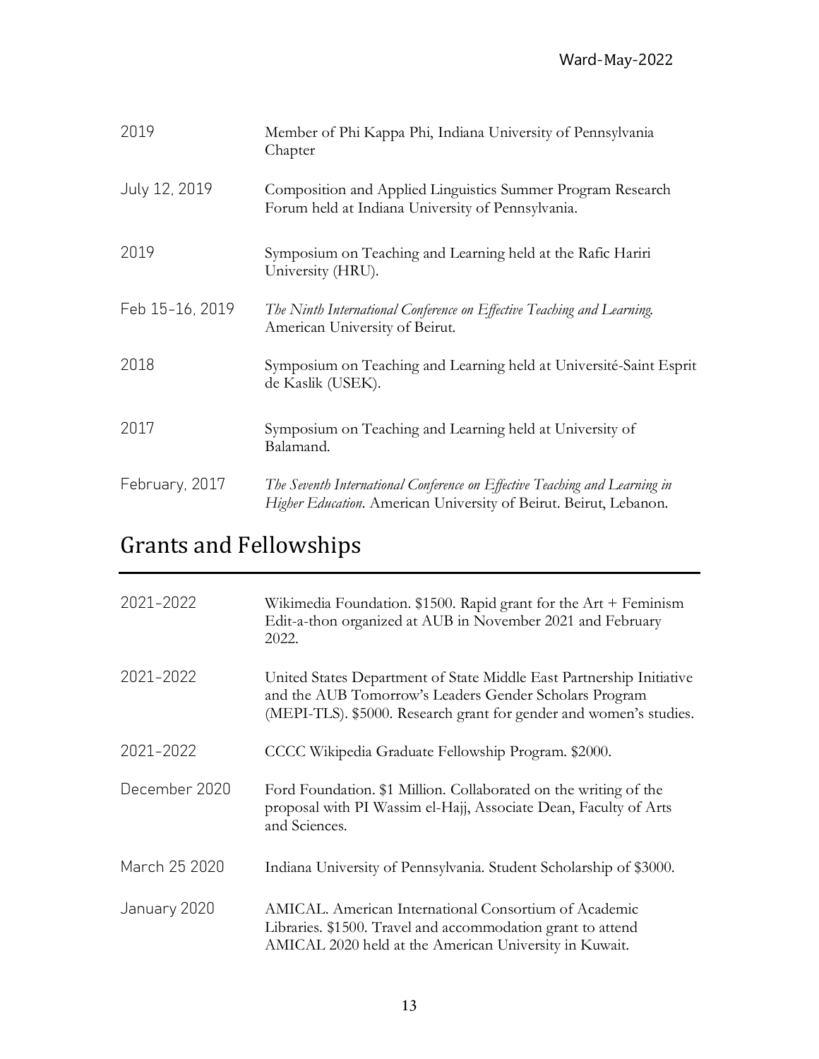| | |
|---|---|
| 2019 | Member of Phi Kappa Phi, Indiana University of Pennsylvania Chapter |
| July 12, 2019 | Composition and Applied Linguistics Summer Program Research Forum held at Indiana University of Pennsylvania. |
| 2019 | Symposium on Teaching and Learning held at the Rafic Hariri University (HRU). |
| Feb 15-16, 2019 | *The Ninth International Conference on Effective Teaching and Learning.* American University of Beirut. |
| 2018 | Symposium on Teaching and Learning held at Université-Saint Esprit de Kaslik (USEK). |
| 2017 | Symposium on Teaching and Learning held at University of Balamand. |
| February, 2017 | *The Seventh International Conference on Effective Teaching and Learning in Higher Education*. American University of Beirut. Beirut, Lebanon. |

## Grants and Fellowships

| | |
|---|---|
| 2021-2022 | Wikimedia Foundation. $1500. Rapid grant for the Art + Feminism Edit-a-thon organized at AUB in November 2021 and February 2022. |
| 2021-2022 | United States Department of State Middle East Partnership Initiative and the AUB Tomorrow's Leaders Gender Scholars Program (MEPI-TLS). $5000. Research grant for gender and women's studies. |
| 2021-2022 | CCCC Wikipedia Graduate Fellowship Program. $2000. |
| December 2020 | Ford Foundation. $1 Million. Collaborated on the writing of the proposal with PI Wassim el-Hajj, Associate Dean, Faculty of Arts and Sciences. |
| March 25 2020 | Indiana University of Pennsylvania. Student Scholarship of $3000. |
| January 2020 | AMICAL. American International Consortium of Academic Libraries. $1500. Travel and accommodation grant to attend AMICAL 2020 held at the American University in Kuwait. |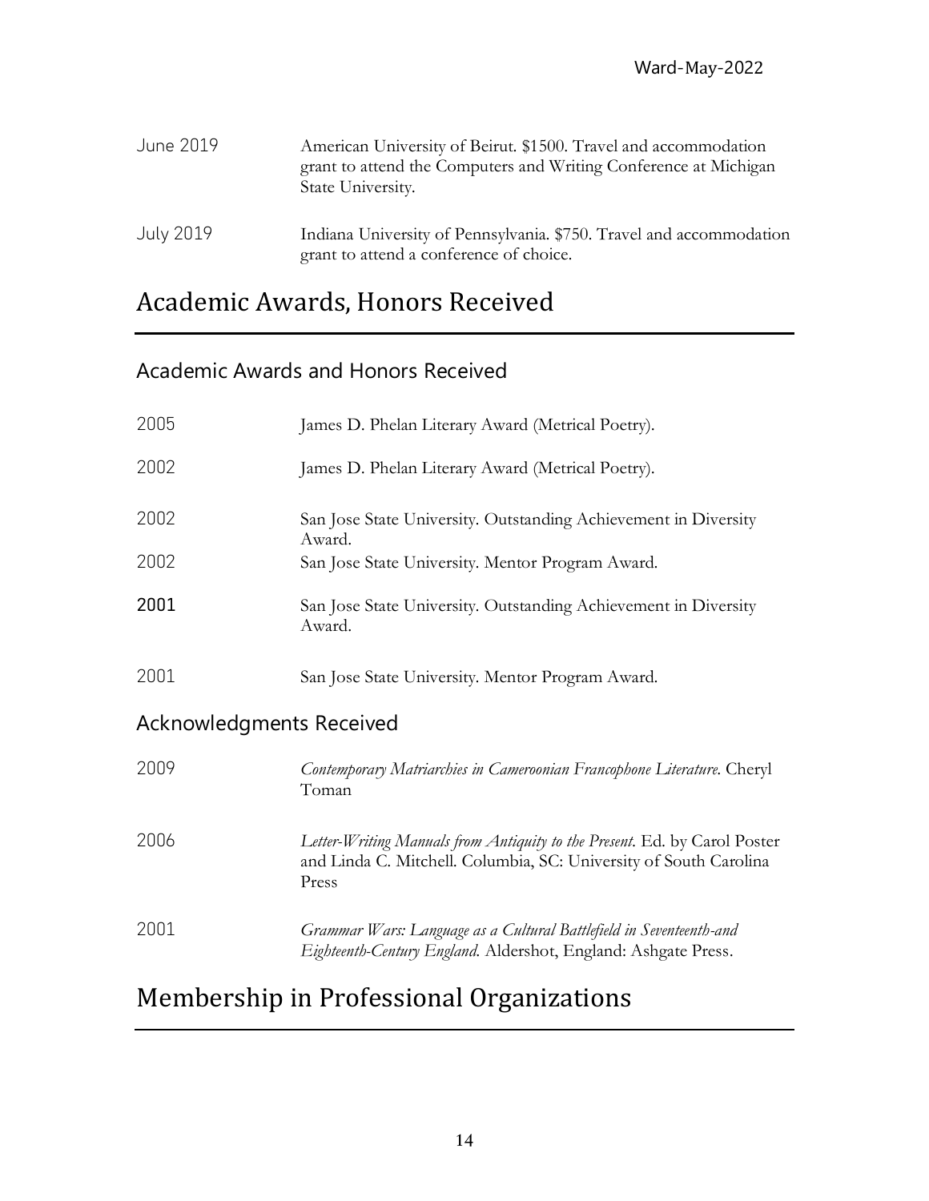June 2019 — American University of Beirut. $1500. Travel and accommodation grant to attend the Computers and Writing Conference at Michigan State University.

July 2019 — Indiana University of Pennsylvania. $750. Travel and accommodation grant to attend a conference of choice.

# Academic Awards, Honors Received

## Academic Awards and Honors Received

2005 — James D. Phelan Literary Award (Metrical Poetry).

2002 — James D. Phelan Literary Award (Metrical Poetry).

2002 — San Jose State University. Outstanding Achievement in Diversity Award.

2002 — San Jose State University. Mentor Program Award.

2001 — San Jose State University. Outstanding Achievement in Diversity Award.

2001 — San Jose State University. Mentor Program Award.

## Acknowledgments Received

2009 — *Contemporary Matriarchies in Cameroonian Francophone Literature*. Cheryl Toman

2006 — *Letter-Writing Manuals from Antiquity to the Present*. Ed. by Carol Poster and Linda C. Mitchell. Columbia, SC: University of South Carolina Press

2001 — *Grammar Wars: Language as a Cultural Battlefield in Seventeenth-and Eighteenth-Century England*. Aldershot, England: Ashgate Press.

# Membership in Professional Organizations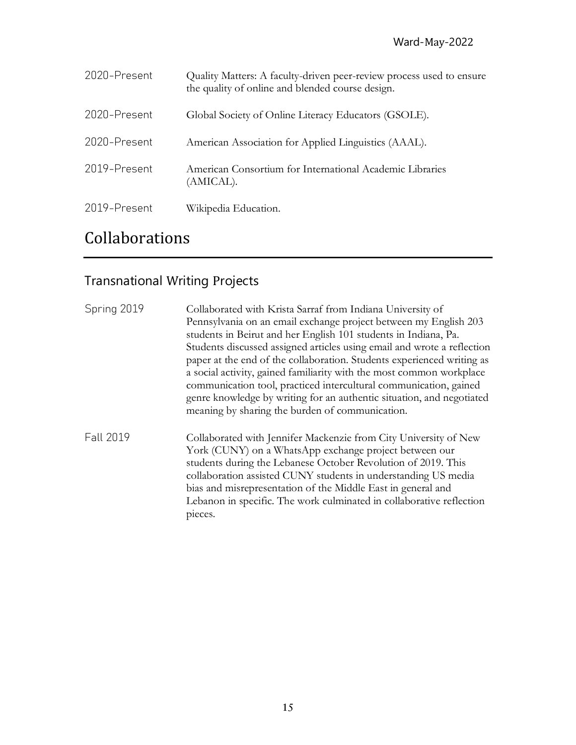2020-Present Quality Matters: A faculty-driven peer-review process used to ensure the quality of online and blended course design.

2020-Present Global Society of Online Literacy Educators (GSOLE).

2020-Present American Association for Applied Linguistics (AAAL).

2019-Present American Consortium for International Academic Libraries (AMICAL).

2019-Present Wikipedia Education.

# Collaborations

## Transnational Writing Projects

Spring 2019 Collaborated with Krista Sarraf from Indiana University of Pennsylvania on an email exchange project between my English 203 students in Beirut and her English 101 students in Indiana, Pa. Students discussed assigned articles using email and wrote a reflection paper at the end of the collaboration. Students experienced writing as a social activity, gained familiarity with the most common workplace communication tool, practiced intercultural communication, gained genre knowledge by writing for an authentic situation, and negotiated meaning by sharing the burden of communication.

Fall 2019 Collaborated with Jennifer Mackenzie from City University of New York (CUNY) on a WhatsApp exchange project between our students during the Lebanese October Revolution of 2019. This collaboration assisted CUNY students in understanding US media bias and misrepresentation of the Middle East in general and Lebanon in specific. The work culminated in collaborative reflection pieces.